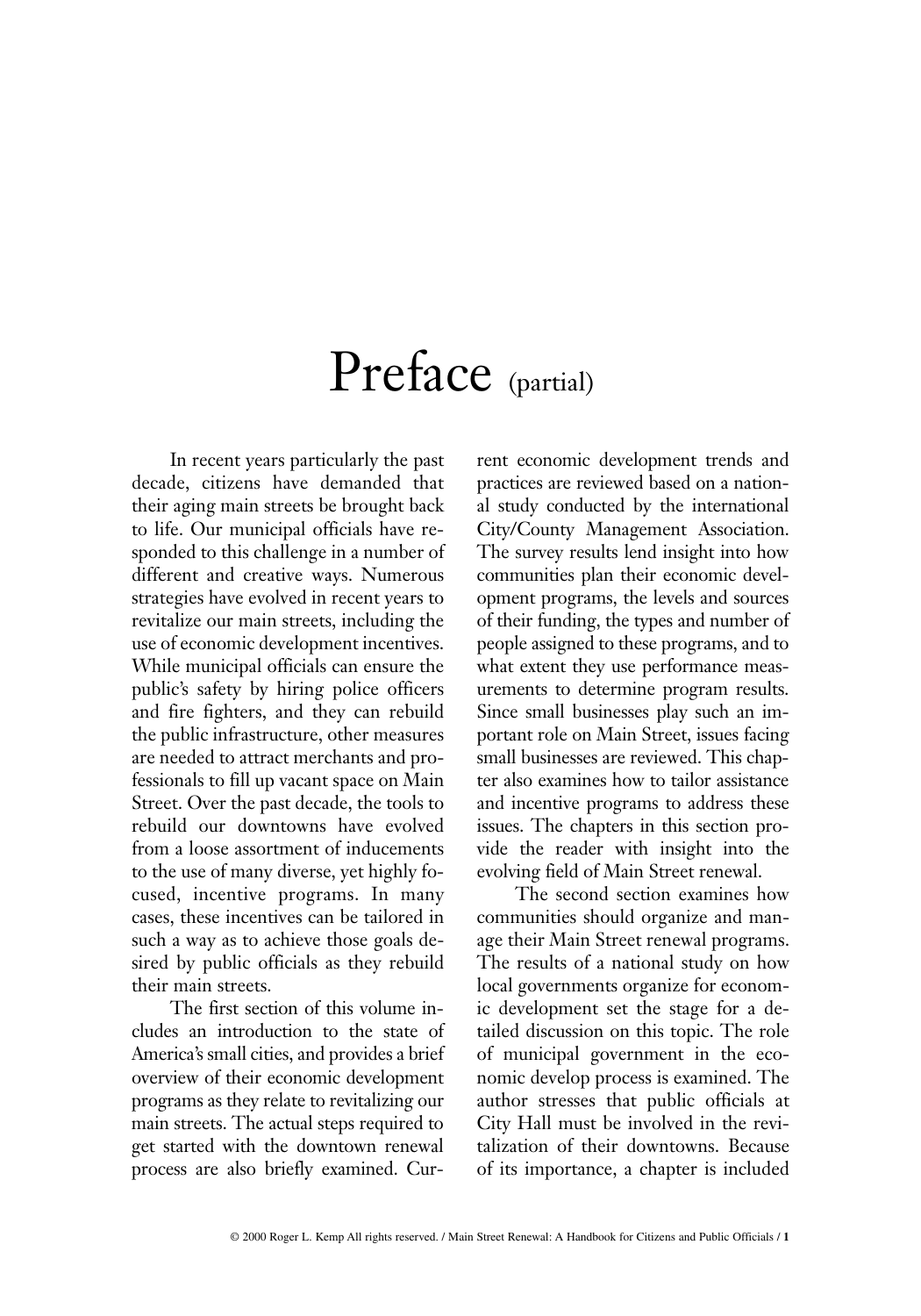# Preface (partial)

In recent years particularly the past decade, citizens have demanded that their aging main streets be brought back to life. Our municipal officials have responded to this challenge in a number of different and creative ways. Numerous strategies have evolved in recent years to revitalize our main streets, including the use of economic development incentives. While municipal officials can ensure the public's safety by hiring police officers and fire fighters, and they can rebuild the public infrastructure, other measures are needed to attract merchants and professionals to fill up vacant space on Main Street. Over the past decade, the tools to rebuild our downtowns have evolved from a loose assortment of inducements to the use of many diverse, yet highly focused, incentive programs. In many cases, these incentives can be tailored in such a way as to achieve those goals desired by public officials as they rebuild their main streets.

The first section of this volume includes an introduction to the state of America's small cities, and provides a brief overview of their economic development programs as they relate to revitalizing our main streets. The actual steps required to get started with the downtown renewal process are also briefly examined. Current economic development trends and practices are reviewed based on a national study conducted by the international City/County Management Association. The survey results lend insight into how communities plan their economic development programs, the levels and sources of their funding, the types and number of people assigned to these programs, and to what extent they use performance measurements to determine program results. Since small businesses play such an important role on Main Street, issues facing small businesses are reviewed. This chapter also examines how to tailor assistance and incentive programs to address these issues. The chapters in this section provide the reader with insight into the evolving field of Main Street renewal.

The second section examines how communities should organize and manage their Main Street renewal programs. The results of a national study on how local governments organize for economic development set the stage for a detailed discussion on this topic. The role of municipal government in the economic develop process is examined. The author stresses that public officials at City Hall must be involved in the revitalization of their downtowns. Because of its importance, a chapter is included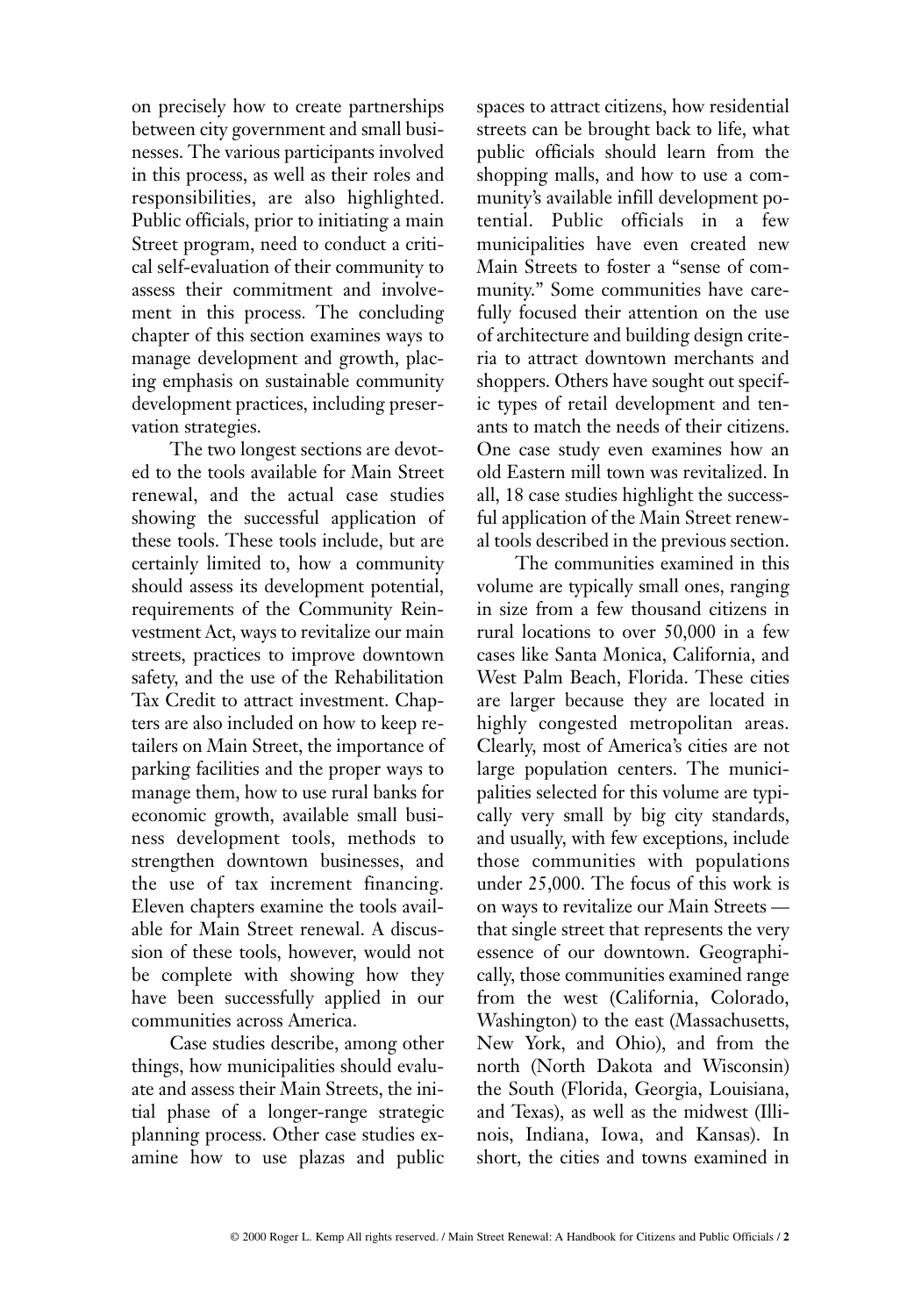on precisely how to create partnerships between city government and small businesses. The various participants involved in this process, as well as their roles and responsibilities, are also highlighted. Public officials, prior to initiating a main Street program, need to conduct a critical self-evaluation of their community to assess their commitment and involvement in this process. The concluding chapter of this section examines ways to manage development and growth, placing emphasis on sustainable community development practices, including preservation strategies.

The two longest sections are devoted to the tools available for Main Street renewal, and the actual case studies showing the successful application of these tools. These tools include, but are certainly limited to, how a community should assess its development potential, requirements of the Community Reinvestment Act, ways to revitalize our main streets, practices to improve downtown safety, and the use of the Rehabilitation Tax Credit to attract investment. Chapters are also included on how to keep retailers on Main Street, the importance of parking facilities and the proper ways to manage them, how to use rural banks for economic growth, available small business development tools, methods to strengthen downtown businesses, and the use of tax increment financing. Eleven chapters examine the tools available for Main Street renewal. A discussion of these tools, however, would not be complete with showing how they have been successfully applied in our communities across America.

Case studies describe, among other things, how municipalities should evaluate and assess their Main Streets, the initial phase of a longer-range strategic planning process. Other case studies examine how to use plazas and public spaces to attract citizens, how residential streets can be brought back to life, what public officials should learn from the shopping malls, and how to use a community's available infill development potential. Public officials in a few municipalities have even created new Main Streets to foster a "sense of community." Some communities have carefully focused their attention on the use of architecture and building design criteria to attract downtown merchants and shoppers. Others have sought out specific types of retail development and tenants to match the needs of their citizens. One case study even examines how an old Eastern mill town was revitalized. In all, 18 case studies highlight the successful application of the Main Street renewal tools described in the previous section.

The communities examined in this volume are typically small ones, ranging in size from a few thousand citizens in rural locations to over 50,000 in a few cases like Santa Monica, California, and West Palm Beach, Florida. These cities are larger because they are located in highly congested metropolitan areas. Clearly, most of America's cities are not large population centers. The municipalities selected for this volume are typically very small by big city standards, and usually, with few exceptions, include those communities with populations under 25,000. The focus of this work is on ways to revitalize our Main Streets — that single street that represents the very essence of our downtown. Geographically, those communities examined range from the west (California, Colorado, Washington) to the east (Massachusetts, New York, and Ohio), and from the north (North Dakota and Wisconsin) the South (Florida, Georgia, Louisiana, and Texas), as well as the midwest (Illinois, Indiana, Iowa, and Kansas). In short, the cities and towns examined in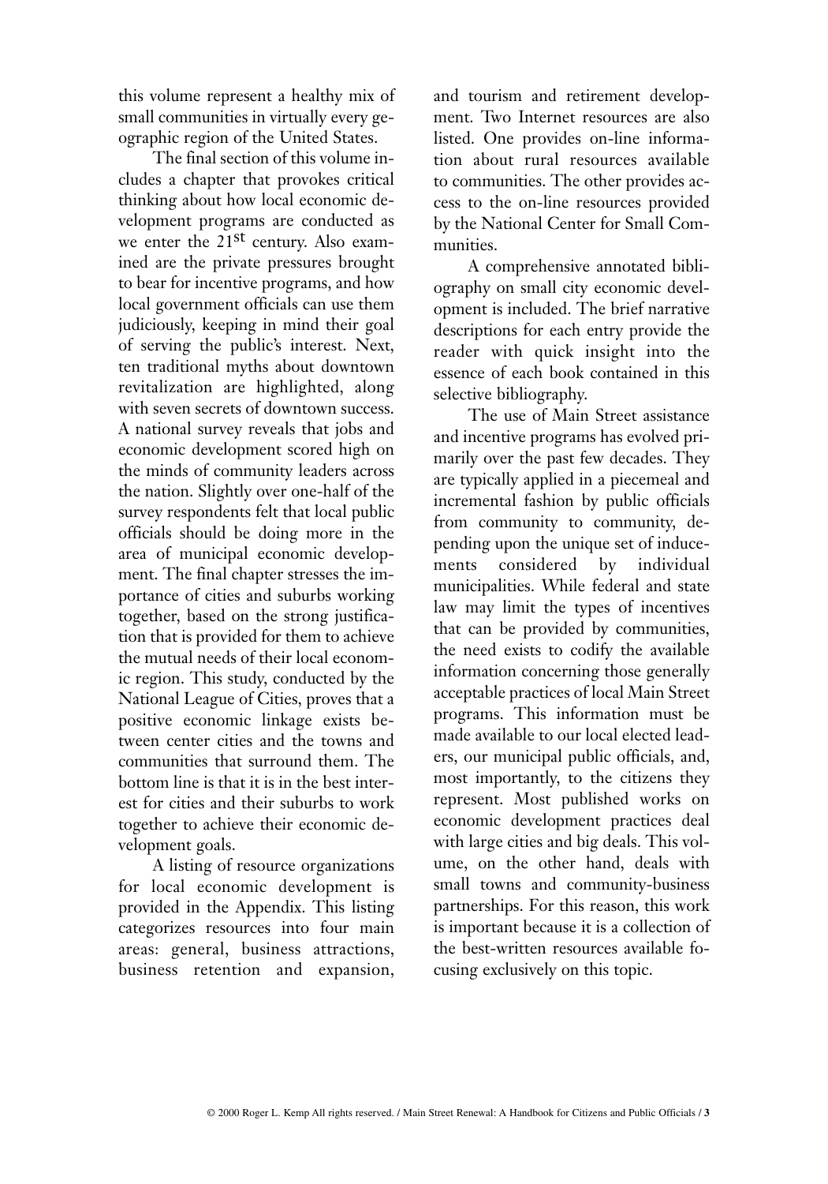this volume represent a healthy mix of small communities in virtually every geographic region of the United States.

The final section of this volume includes a chapter that provokes critical thinking about how local economic development programs are conducted as we enter the 21st century. Also examined are the private pressures brought to bear for incentive programs, and how local government officials can use them judiciously, keeping in mind their goal of serving the public's interest. Next, ten traditional myths about downtown revitalization are highlighted, along with seven secrets of downtown success. A national survey reveals that jobs and economic development scored high on the minds of community leaders across the nation. Slightly over one-half of the survey respondents felt that local public officials should be doing more in the area of municipal economic development. The final chapter stresses the importance of cities and suburbs working together, based on the strong justification that is provided for them to achieve the mutual needs of their local economic region. This study, conducted by the National League of Cities, proves that a positive economic linkage exists between center cities and the towns and communities that surround them. The bottom line is that it is in the best interest for cities and their suburbs to work together to achieve their economic development goals.

A listing of resource organizations for local economic development is provided in the Appendix. This listing categorizes resources into four main areas: general, business attractions, business retention and expansion, and tourism and retirement development. Two Internet resources are also listed. One provides on-line information about rural resources available to communities. The other provides access to the on-line resources provided by the National Center for Small Communities.

A comprehensive annotated bibliography on small city economic development is included. The brief narrative descriptions for each entry provide the reader with quick insight into the essence of each book contained in this selective bibliography.

The use of Main Street assistance and incentive programs has evolved primarily over the past few decades. They are typically applied in a piecemeal and incremental fashion by public officials from community to community, depending upon the unique set of inducements considered by individual municipalities. While federal and state law may limit the types of incentives that can be provided by communities, the need exists to codify the available information concerning those generally acceptable practices of local Main Street programs. This information must be made available to our local elected leaders, our municipal public officials, and, most importantly, to the citizens they represent. Most published works on economic development practices deal with large cities and big deals. This volume, on the other hand, deals with small towns and community-business partnerships. For this reason, this work is important because it is a collection of the best-written resources available focusing exclusively on this topic.